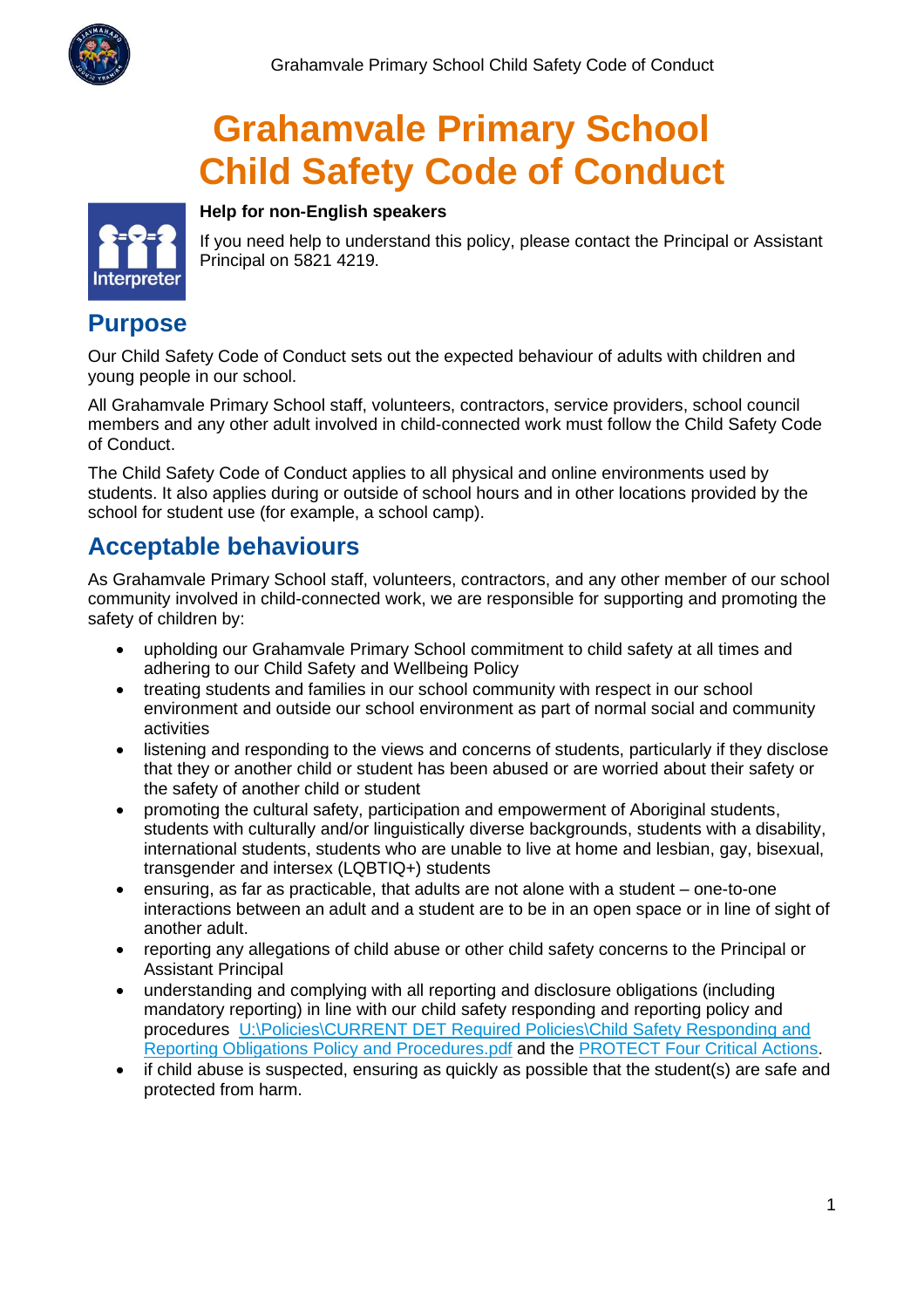# Grahamvale Primary School Child Safety Code of Conduct

**Help for non-English speakers**

If you need help to understand this policy, please contact the Principal or Assistant Principal on 5821 4219.

## Purpose

Our Child Safety Code of Conduct sets out the expected behaviour of adults with children and young people in our school.

All Grahamvale Primary School staff, volunteers, contractors, service providers, school council members and any other adult involved in child-connected work must follow the Child Safety Code of Conduct.

The Child Safety Code of Conduct applies to all physical and online environments used by students. It also applies during or outside of school hours and in other locations provided by the school for student use (for example, a school camp).

## Acceptable behaviours

As Grahamvale Primary School staff, volunteers, contractors, and any other member of our school community involved in child-connected work, we are responsible for supporting and promoting the safety of children by:

- upholding our Grahamvale Primary School commitment to child safety at all times and adhering to our Child Safety and Wellbeing Policy
- treating students and families in our school community with respect in our school environment and outside our school environment as part of normal social and community activities
- listening and responding to the views and concerns of students, particularly if they disclose that they or another child or student has been abused or are worried about their safety or the safety of another child or student
- promoting the cultural safety, participation and empowerment of Aboriginal students, students with culturally and/or linguistically diverse backgrounds, students with a disability, international students, students who are unable to live at home and lesbian, gay, bisexual, transgender and intersex (LQBTIQ+) students
- ensuring, as far as practicable, that adults are not alone with a student – one-to-one interactions between an adult and a student are to be in an open space or in line of sight of another adult.
- reporting any allegations of child abuse or other child safety concerns to the Principal or Assistant Principal
- understanding and complying with all reporting and disclosure obligations (including mandatory reporting) in line with our child safety responding and reporting policy and procedures U:\Policies\CURRENT DET Required Policies\Child Safety Responding and Reporting Obligations Policy and Procedures.pdf and the PROTECT Four Critical Actions.
- if child abuse is suspected, ensuring as quickly as possible that the student(s) are safe and protected from harm.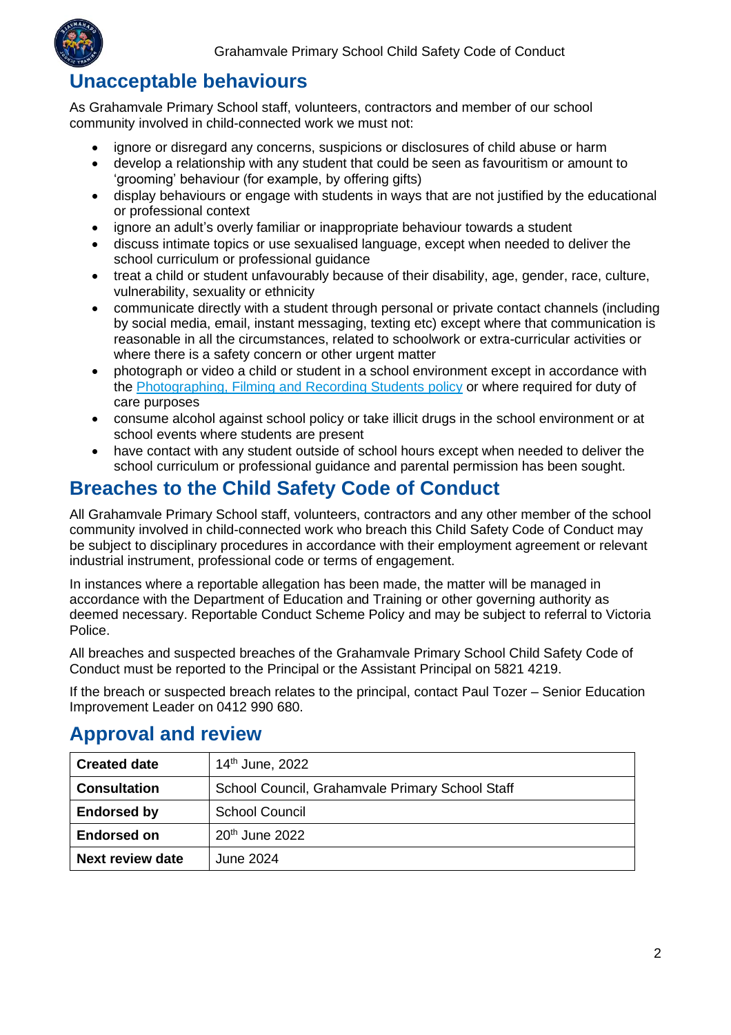## Unacceptable behaviours

As Grahamvale Primary School staff, volunteers, contractors and member of our school community involved in child-connected work we must not:

- ignore or disregard any concerns, suspicions or disclosures of child abuse or harm
- develop a relationship with any student that could be seen as favouritism or amount to 'grooming' behaviour (for example, by offering gifts)
- display behaviours or engage with students in ways that are not justified by the educational or professional context
- ignore an adult's overly familiar or inappropriate behaviour towards a student
- discuss intimate topics or use sexualised language, except when needed to deliver the school curriculum or professional guidance
- treat a child or student unfavourably because of their disability, age, gender, race, culture, vulnerability, sexuality or ethnicity
- communicate directly with a student through personal or private contact channels (including by social media, email, instant messaging, texting etc) except where that communication is reasonable in all the circumstances, related to schoolwork or extra-curricular activities or where there is a safety concern or other urgent matter
- photograph or video a child or student in a school environment except in accordance with the Photographing, Filming and Recording Students policy or where required for duty of care purposes
- consume alcohol against school policy or take illicit drugs in the school environment or at school events where students are present
- have contact with any student outside of school hours except when needed to deliver the school curriculum or professional guidance and parental permission has been sought.

## Breaches to the Child Safety Code of Conduct

All Grahamvale Primary School staff, volunteers, contractors and any other member of the school community involved in child-connected work who breach this Child Safety Code of Conduct may be subject to disciplinary procedures in accordance with their employment agreement or relevant industrial instrument, professional code or terms of engagement.

In instances where a reportable allegation has been made, the matter will be managed in accordance with the Department of Education and Training or other governing authority as deemed necessary. Reportable Conduct Scheme Policy and may be subject to referral to Victoria Police.

All breaches and suspected breaches of the Grahamvale Primary School Child Safety Code of Conduct must be reported to the Principal or the Assistant Principal on 5821 4219.

If the breach or suspected breach relates to the principal, contact Paul Tozer – Senior Education Improvement Leader on 0412 990 680.

## Approval and review

| | |
|---|---|
| **Created date** | 14th June, 2022 |
| **Consultation** | School Council, Grahamvale Primary School Staff |
| **Endorsed by** | School Council |
| **Endorsed on** | 20th June 2022 |
| **Next review date** | June 2024 |